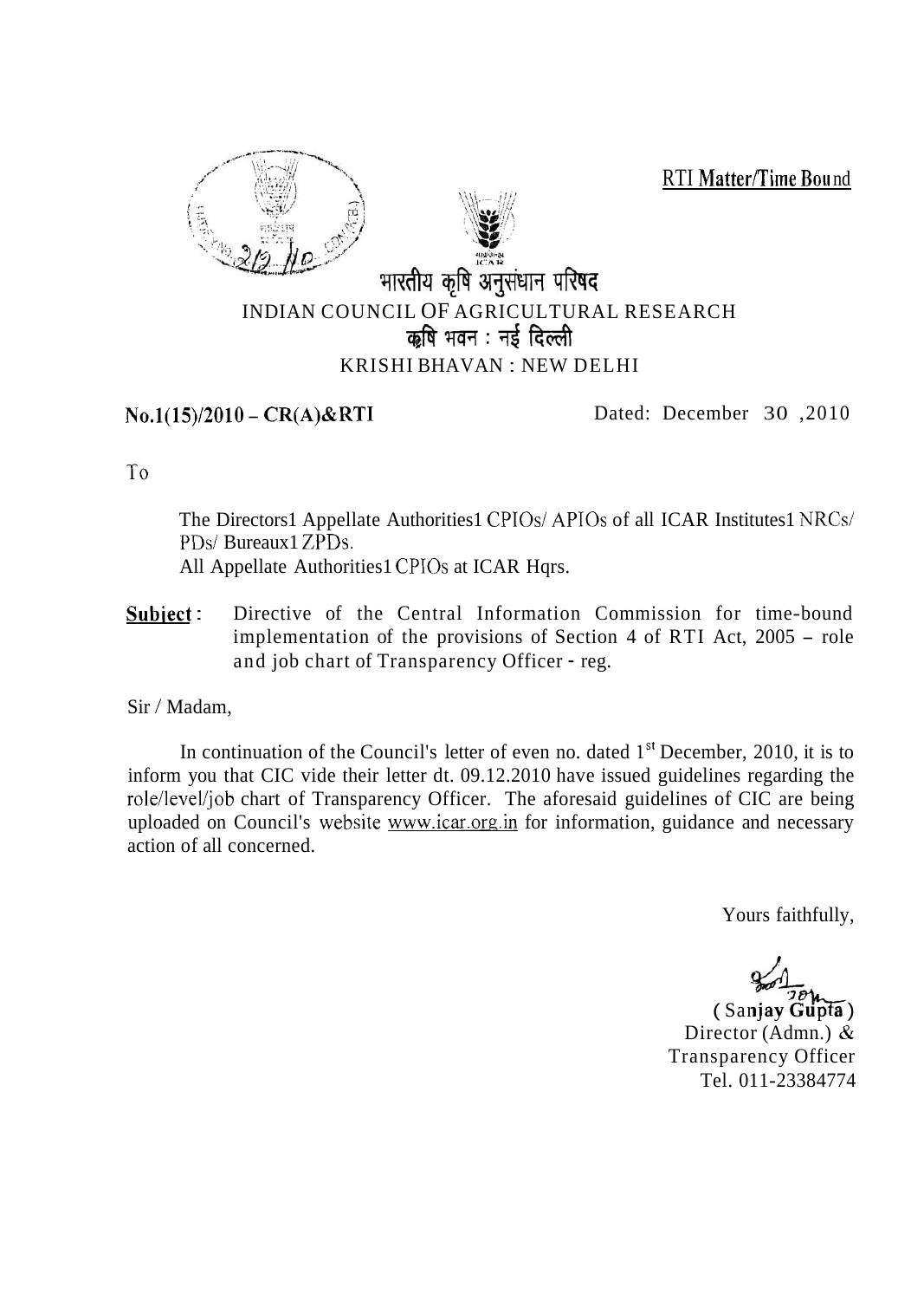RTI Matter/Time Bound

भारतीय कृषि अनुसंधान परिषद

INDIAN COUNCIL OF AGRICULTURAL RESEARCH

कृषि भवन : नई दिल्ली

KRISHI BHAVAN : NEW DELHI

**No.1(15)/2010 – CR(A)&RTI** Dated: December 30 ,2010

To

The Directors1 Appellate Authorities1 CPIOs/ APIOs of all ICAR Institutes1 NRCs/ PDs/ Bureaux1 ZPDs.
All Appellate Authorities1 CPIOs at ICAR Hqrs.

**Subject** : Directive of the Central Information Commission for time-bound implementation of the provisions of Section 4 of RTI Act, 2005 – role and job chart of Transparency Officer - reg.

Sir / Madam,

In continuation of the Council's letter of even no. dated 1st December, 2010, it is to inform you that CIC vide their letter dt. 09.12.2010 have issued guidelines regarding the role/level/job chart of Transparency Officer. The aforesaid guidelines of CIC are being uploaded on Council's website www.icar.org.in for information, guidance and necessary action of all concerned.

Yours faithfully,

( Sanjay Gupta )
Director (Admn.) &
Transparency Officer
Tel. 011-23384774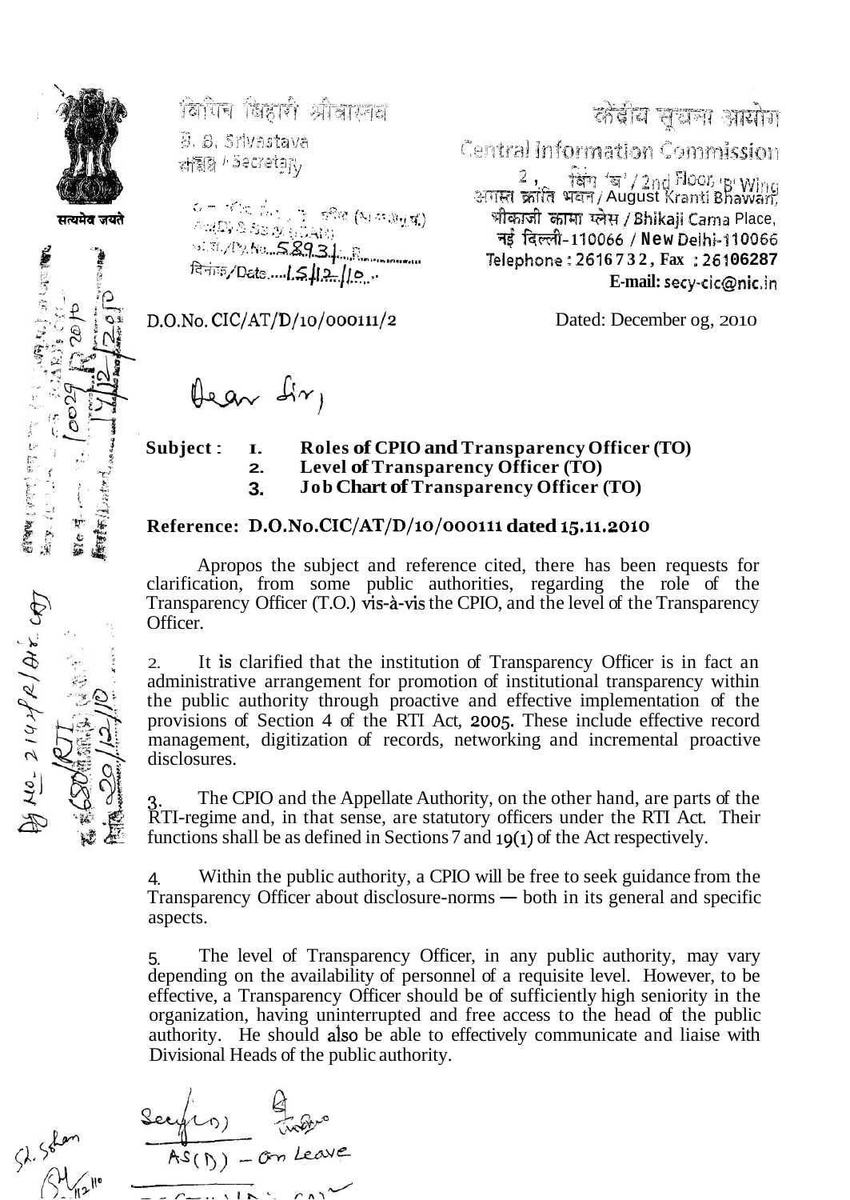केंद्रीय सूचना आयोग
Central Information Commission

बि. बि. श्रीवास्तव
B. B. Srivastava
सचिव / Secretary

2, विंग 'ब' / 2nd Floor, 'B' Wing
अगस्त क्रांति भवन / August Kranti Bhawan,
भीकाजी कामा प्लेस / Bhikaji Cama Place,
नई दिल्ली-110066 / New Delhi-110066
Telephone : 26167 32, Fax : 26106287
**E-mail:** secy-cic@nic.in

D.O.No. CIC/AT/D/10/000111/2

Dated: December 09, 2010

Dear Sir,

**Subject :**
1. **Roles of CPIO and Transparency Officer (TO)**
2. **Level of Transparency Officer (TO)**
3. **Job Chart of Transparency Officer (TO)**

**Reference: D.O.No.CIC/AT/D/10/000111 dated 15.11.2010**

Apropos the subject and reference cited, there has been requests for clarification, from some public authorities, regarding the role of the Transparency Officer (T.O.) vis-à-vis the CPIO, and the level of the Transparency Officer.

2. It is clarified that the institution of Transparency Officer is in fact an administrative arrangement for promotion of institutional transparency within the public authority through proactive and effective implementation of the provisions of Section 4 of the RTI Act, 2005. These include effective record management, digitization of records, networking and incremental proactive disclosures.

3. The CPIO and the Appellate Authority, on the other hand, are parts of the RTI-regime and, in that sense, are statutory officers under the RTI Act. Their functions shall be as defined in Sections 7 and 19(1) of the Act respectively.

4. Within the public authority, a CPIO will be free to seek guidance from the Transparency Officer about disclosure-norms — both in its general and specific aspects.

5. The level of Transparency Officer, in any public authority, may vary depending on the availability of personnel of a requisite level. However, to be effective, a Transparency Officer should be of sufficiently high seniority in the organization, having uninterrupted and free access to the head of the public authority. He should also be able to effectively communicate and liaise with Divisional Heads of the public authority.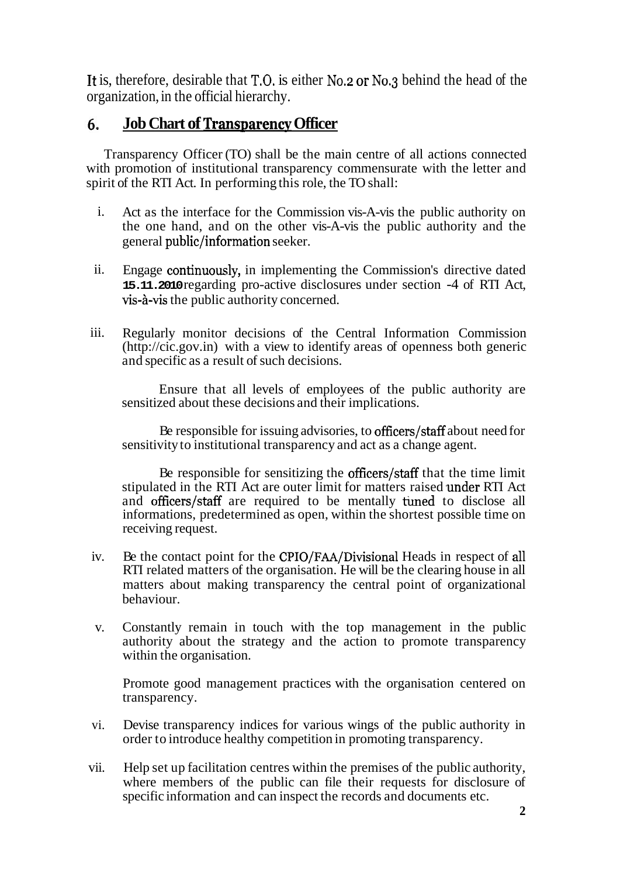It is, therefore, desirable that T.O. is either No.2 or No.3 behind the head of the organization, in the official hierarchy.

## 6. Job Chart of Transparency Officer

Transparency Officer (TO) shall be the main centre of all actions connected with promotion of institutional transparency commensurate with the letter and spirit of the RTI Act. In performing this role, the TO shall:

i. Act as the interface for the Commission vis-A-vis the public authority on the one hand, and on the other vis-A-vis the public authority and the general public/information seeker.

ii. Engage continuously, in implementing the Commission's directive dated **15.11.2010** regarding pro-active disclosures under section -4 of RTI Act, vis-à-vis the public authority concerned.

iii. Regularly monitor decisions of the Central Information Commission (http://cic.gov.in) with a view to identify areas of openness both generic and specific as a result of such decisions.

   Ensure that all levels of employees of the public authority are sensitized about these decisions and their implications.

   Be responsible for issuing advisories, to officers/staff about need for sensitivity to institutional transparency and act as a change agent.

   Be responsible for sensitizing the officers/staff that the time limit stipulated in the RTI Act are outer limit for matters raised under RTI Act and officers/staff are required to be mentally tuned to disclose all informations, predetermined as open, within the shortest possible time on receiving request.

iv. Be the contact point for the CPIO/FAA/Divisional Heads in respect of all RTI related matters of the organisation. He will be the clearing house in all matters about making transparency the central point of organizational behaviour.

v. Constantly remain in touch with the top management in the public authority about the strategy and the action to promote transparency within the organisation.

   Promote good management practices with the organisation centered on transparency.

vi. Devise transparency indices for various wings of the public authority in order to introduce healthy competition in promoting transparency.

vii. Help set up facilitation centres within the premises of the public authority, where members of the public can file their requests for disclosure of specific information and can inspect the records and documents etc.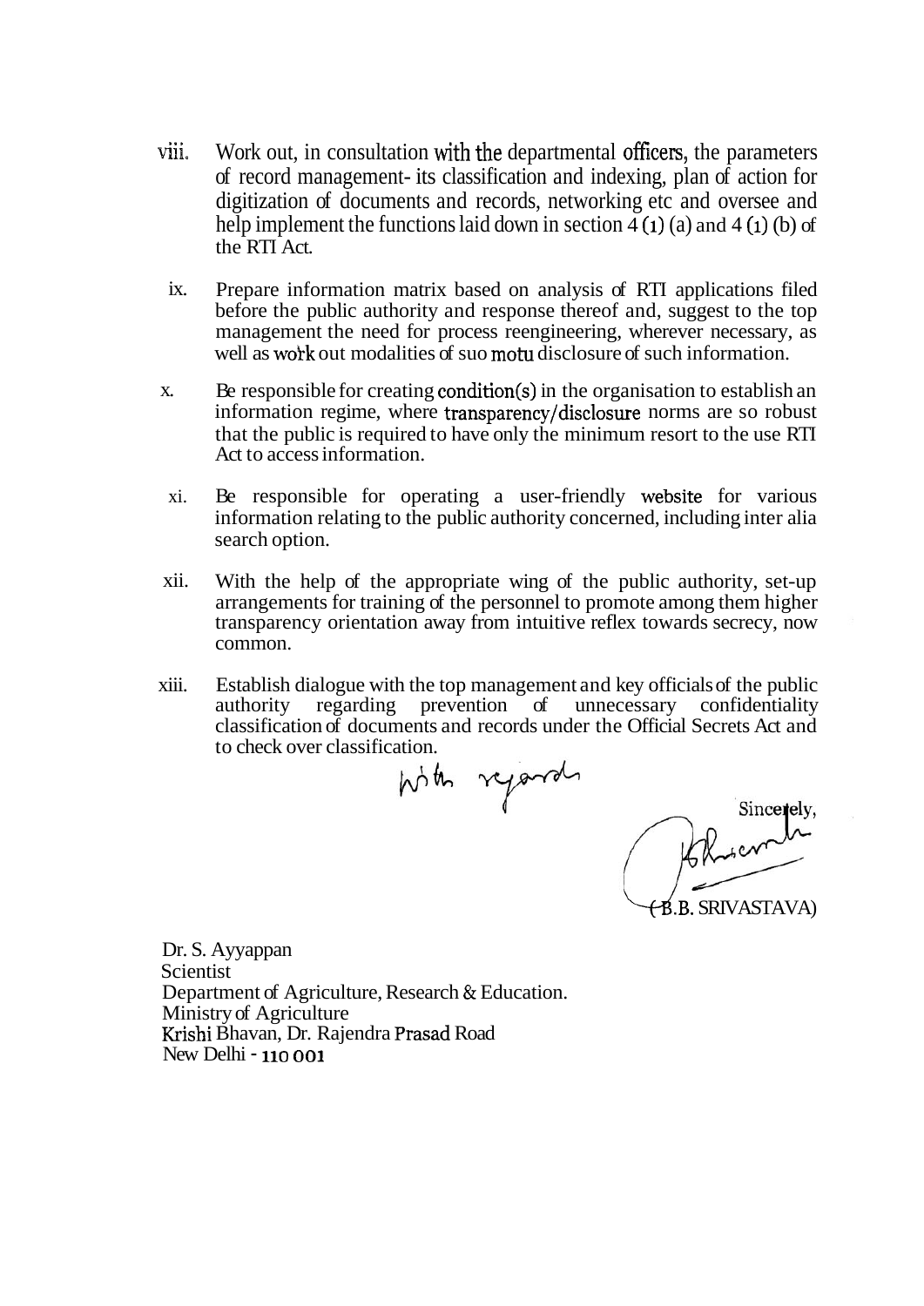viii. Work out, in consultation with the departmental officers, the parameters of record management- its classification and indexing, plan of action for digitization of documents and records, networking etc and oversee and help implement the functions laid down in section 4 (1) (a) and 4 (1) (b) of the RTI Act.

ix. Prepare information matrix based on analysis of RTI applications filed before the public authority and response thereof and, suggest to the top management the need for process reengineering, wherever necessary, as well as work out modalities of suo motu disclosure of such information.

x. Be responsible for creating condition(s) in the organisation to establish an information regime, where transparency/disclosure norms are so robust that the public is required to have only the minimum resort to the use RTI Act to access information.

xi. Be responsible for operating a user-friendly website for various information relating to the public authority concerned, including inter alia search option.

xii. With the help of the appropriate wing of the public authority, set-up arrangements for training of the personnel to promote among them higher transparency orientation away from intuitive reflex towards secrecy, now common.

xiii. Establish dialogue with the top management and key officials of the public authority regarding prevention of unnecessary confidentiality classification of documents and records under the Official Secrets Act and to check over classification.

With regards

Sincerely,

(B.B. SRIVASTAVA)

Dr. S. Ayyappan
Scientist
Department of Agriculture, Research & Education.
Ministry of Agriculture
Krishi Bhavan, Dr. Rajendra Prasad Road
New Delhi - 110 001